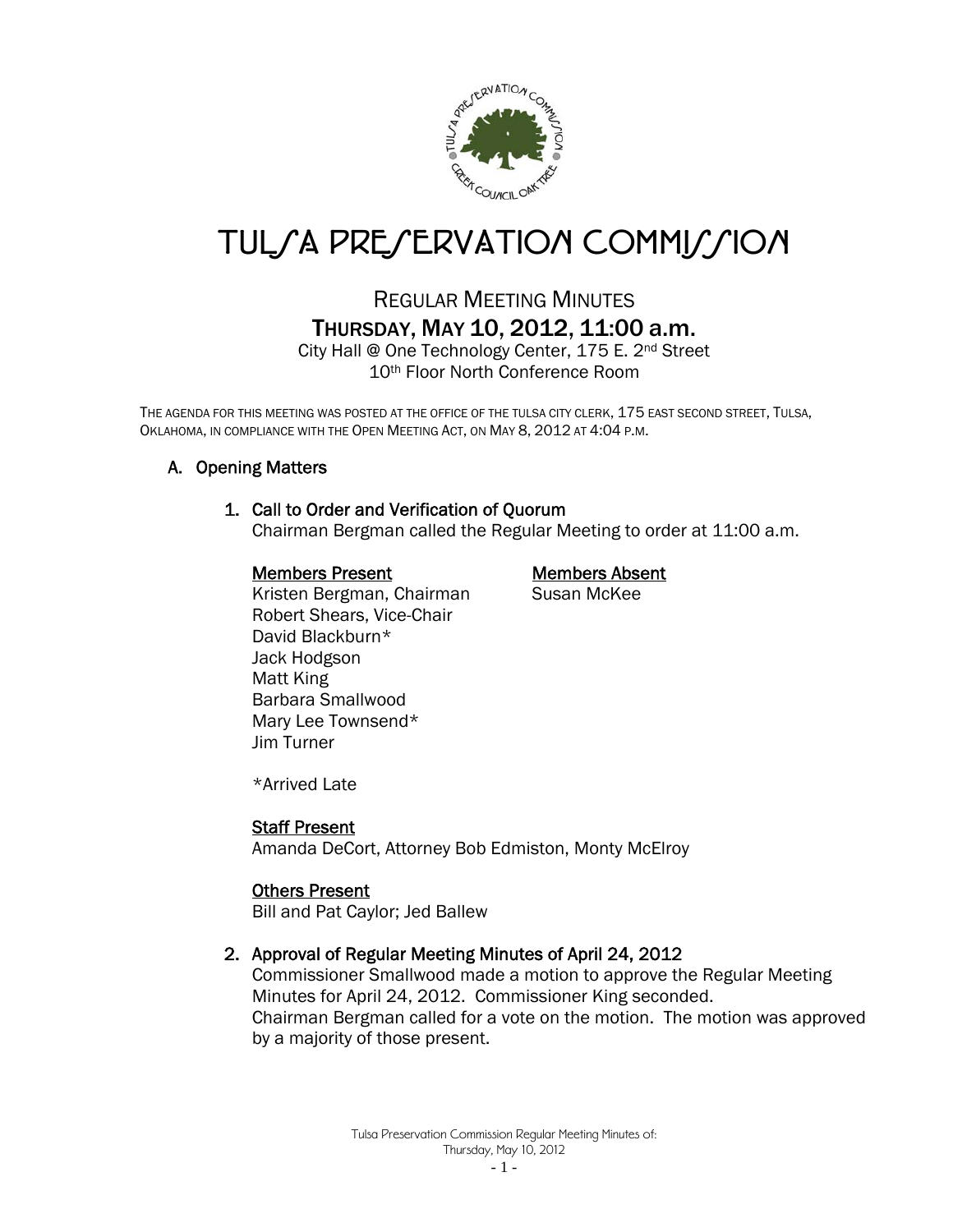# TULSA PRESERVATION COMMISSION

## REGULAR MEETING MINUTES

## THURSDAY, MAY 10, 2012, 11:00 a.m.

City Hall @ One Technology Center, 175 E. 2nd Street
10th Floor North Conference Room

THE AGENDA FOR THIS MEETING WAS POSTED AT THE OFFICE OF THE TULSA CITY CLERK, 175 EAST SECOND STREET, TULSA, OKLAHOMA, IN COMPLIANCE WITH THE OPEN MEETING ACT, ON MAY 8, 2012 AT 4:04 P.M.

### A. Opening Matters

#### 1. Call to Order and Verification of Quorum

Chairman Bergman called the Regular Meeting to order at 11:00 a.m.

**Members Present**

Kristen Bergman, Chairman
Robert Shears, Vice-Chair
David Blackburn*
Jack Hodgson
Matt King
Barbara Smallwood
Mary Lee Townsend*
Jim Turner

**Members Absent**

Susan McKee

*Arrived Late

**Staff Present**

Amanda DeCort, Attorney Bob Edmiston, Monty McElroy

**Others Present**

Bill and Pat Caylor; Jed Ballew

#### 2. Approval of Regular Meeting Minutes of April 24, 2012

Commissioner Smallwood made a motion to approve the Regular Meeting Minutes for April 24, 2012. Commissioner King seconded.
Chairman Bergman called for a vote on the motion. The motion was approved by a majority of those present.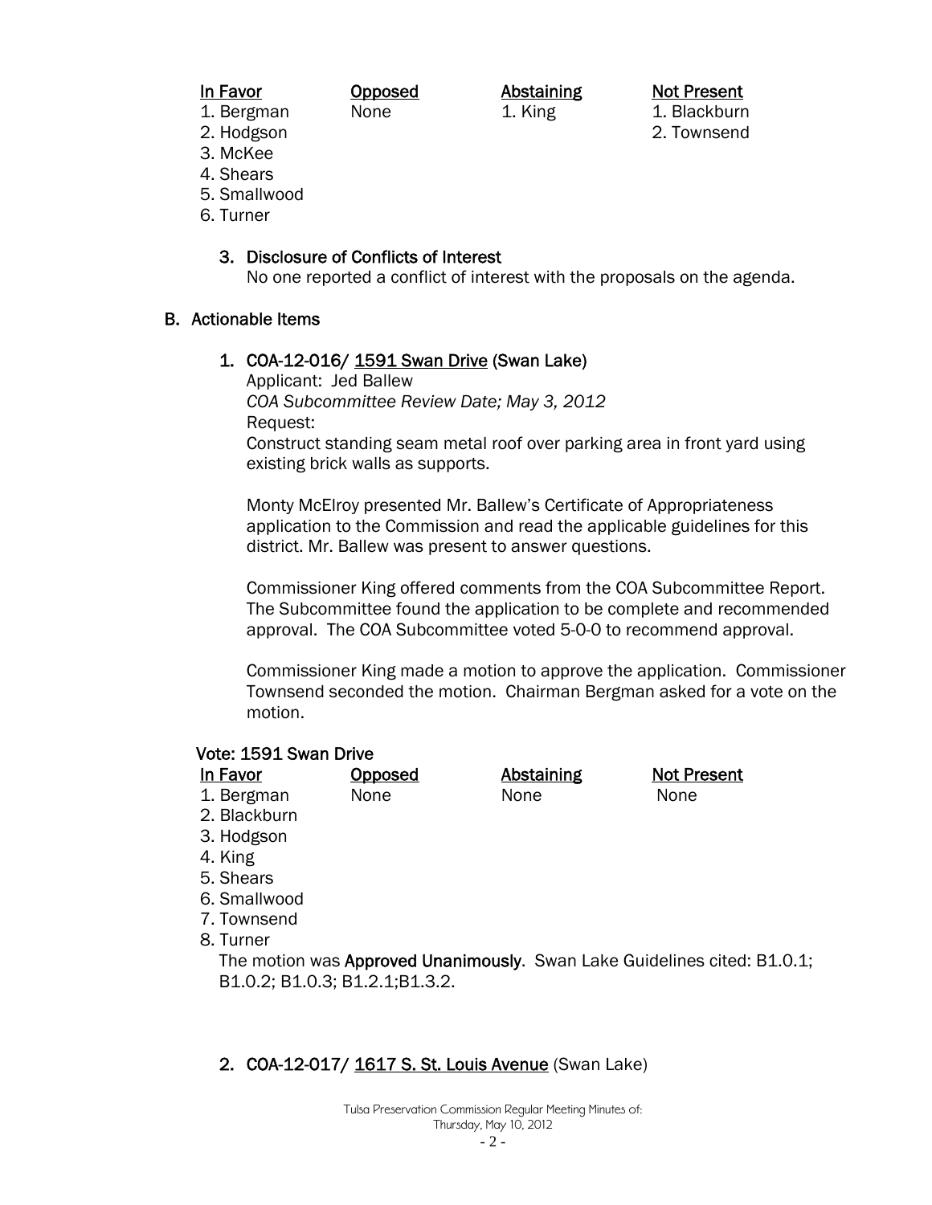| In Favor | Opposed | Abstaining | Not Present |
|---|---|---|---|
| 1. Bergman | None | 1. King | 1. Blackburn |
| 2. Hodgson | | | 2. Townsend |
| 3. McKee | | | |
| 4. Shears | | | |
| 5. Smallwood | | | |
| 6. Turner | | | |

3. **Disclosure of Conflicts of Interest**
   No one reported a conflict of interest with the proposals on the agenda.

## B. Actionable Items

1. **COA-12-016/ 1591 Swan Drive (Swan Lake)**
   Applicant: Jed Ballew
   *COA Subcommittee Review Date; May 3, 2012*
   Request:
   Construct standing seam metal roof over parking area in front yard using existing brick walls as supports.

   Monty McElroy presented Mr. Ballew's Certificate of Appropriateness application to the Commission and read the applicable guidelines for this district. Mr. Ballew was present to answer questions.

   Commissioner King offered comments from the COA Subcommittee Report. The Subcommittee found the application to be complete and recommended approval. The COA Subcommittee voted 5-0-0 to recommend approval.

   Commissioner King made a motion to approve the application. Commissioner Townsend seconded the motion. Chairman Bergman asked for a vote on the motion.

**Vote: 1591 Swan Drive**

| In Favor | Opposed | Abstaining | Not Present |
|---|---|---|---|
| 1. Bergman | None | None | None |
| 2. Blackburn | | | |
| 3. Hodgson | | | |
| 4. King | | | |
| 5. Shears | | | |
| 6. Smallwood | | | |
| 7. Townsend | | | |
| 8. Turner | | | |

The motion was **Approved Unanimously**. Swan Lake Guidelines cited: B1.0.1; B1.0.2; B1.0.3; B1.2.1;B1.3.2.

2. **COA-12-017/ 1617 S. St. Louis Avenue** (Swan Lake)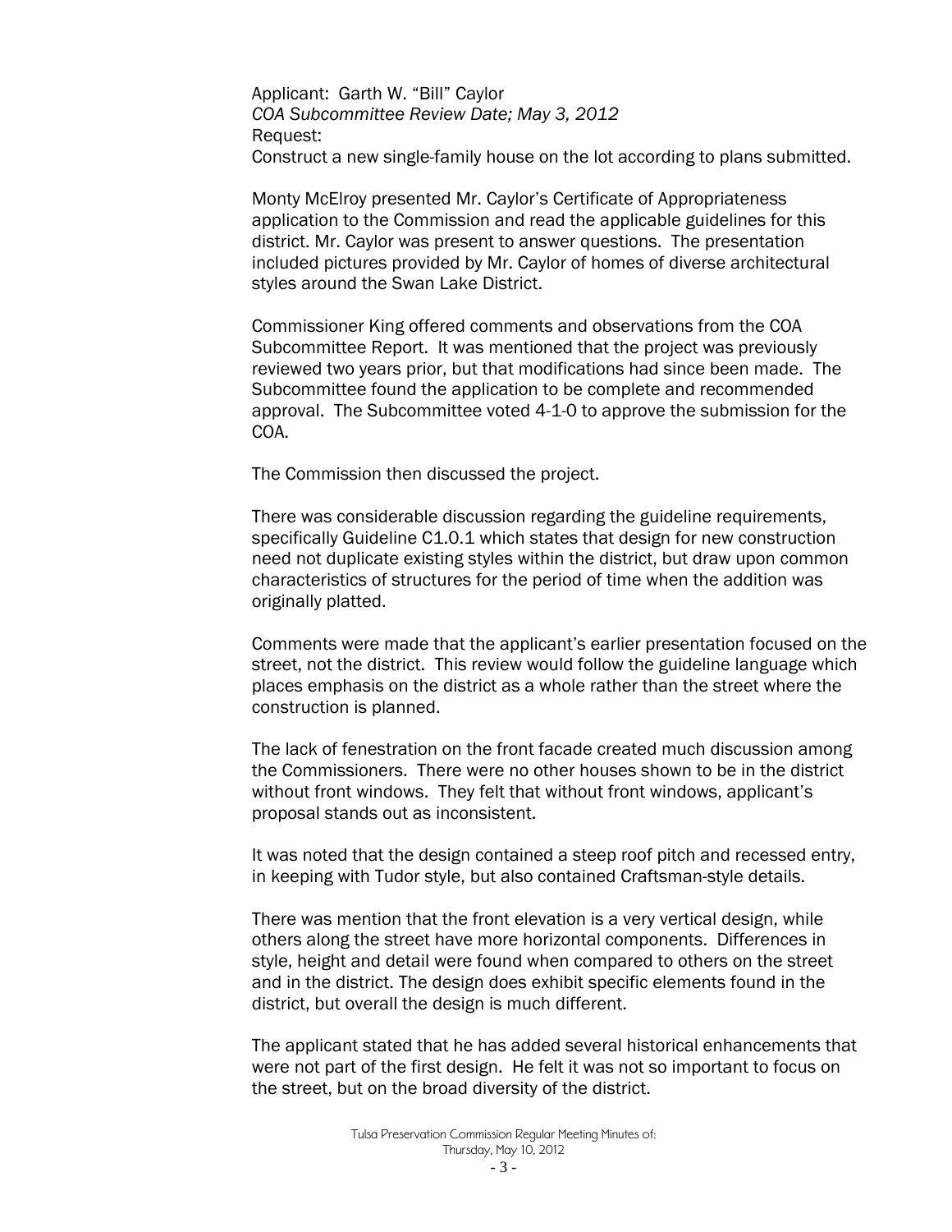Applicant: Garth W. "Bill" Caylor

*COA Subcommittee Review Date; May 3, 2012*

Request:

Construct a new single-family house on the lot according to plans submitted.

Monty McElroy presented Mr. Caylor's Certificate of Appropriateness application to the Commission and read the applicable guidelines for this district. Mr. Caylor was present to answer questions. The presentation included pictures provided by Mr. Caylor of homes of diverse architectural styles around the Swan Lake District.

Commissioner King offered comments and observations from the COA Subcommittee Report. It was mentioned that the project was previously reviewed two years prior, but that modifications had since been made. The Subcommittee found the application to be complete and recommended approval. The Subcommittee voted 4-1-0 to approve the submission for the COA.

The Commission then discussed the project.

There was considerable discussion regarding the guideline requirements, specifically Guideline C1.0.1 which states that design for new construction need not duplicate existing styles within the district, but draw upon common characteristics of structures for the period of time when the addition was originally platted.

Comments were made that the applicant's earlier presentation focused on the street, not the district. This review would follow the guideline language which places emphasis on the district as a whole rather than the street where the construction is planned.

The lack of fenestration on the front facade created much discussion among the Commissioners. There were no other houses shown to be in the district without front windows. They felt that without front windows, applicant's proposal stands out as inconsistent.

It was noted that the design contained a steep roof pitch and recessed entry, in keeping with Tudor style, but also contained Craftsman-style details.

There was mention that the front elevation is a very vertical design, while others along the street have more horizontal components. Differences in style, height and detail were found when compared to others on the street and in the district. The design does exhibit specific elements found in the district, but overall the design is much different.

The applicant stated that he has added several historical enhancements that were not part of the first design. He felt it was not so important to focus on the street, but on the broad diversity of the district.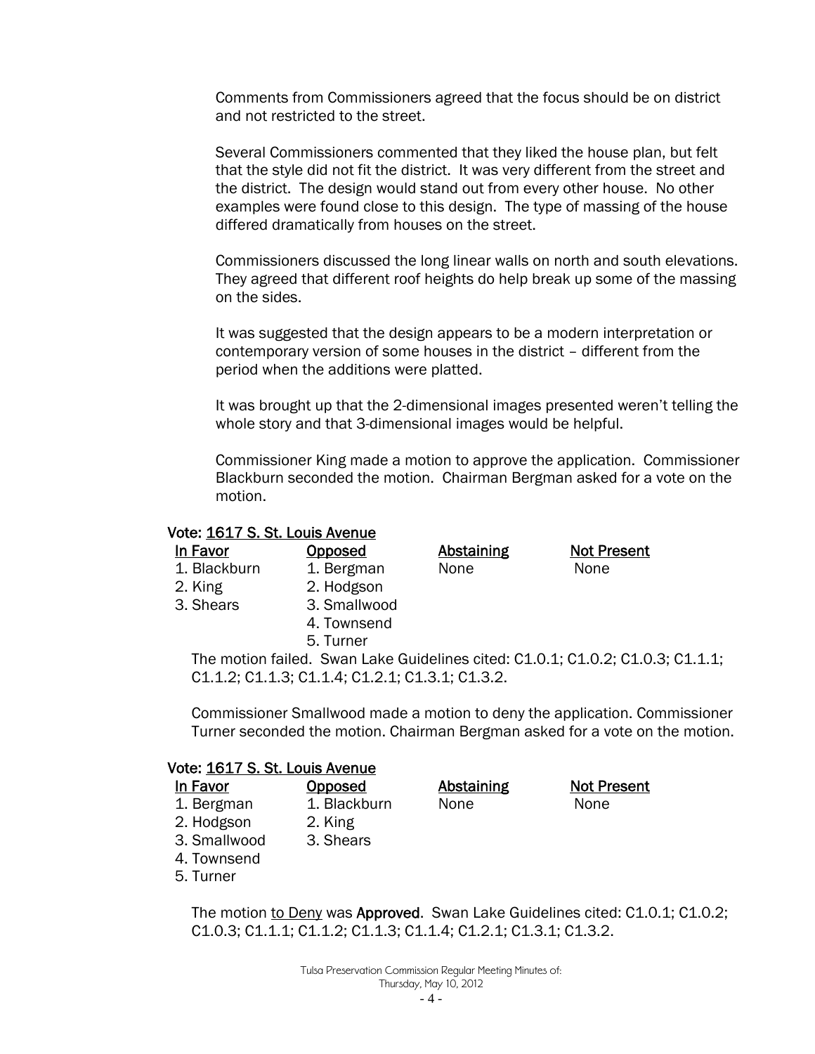Comments from Commissioners agreed that the focus should be on district and not restricted to the street.

Several Commissioners commented that they liked the house plan, but felt that the style did not fit the district. It was very different from the street and the district. The design would stand out from every other house. No other examples were found close to this design. The type of massing of the house differed dramatically from houses on the street.

Commissioners discussed the long linear walls on north and south elevations. They agreed that different roof heights do help break up some of the massing on the sides.

It was suggested that the design appears to be a modern interpretation or contemporary version of some houses in the district – different from the period when the additions were platted.

It was brought up that the 2-dimensional images presented weren't telling the whole story and that 3-dimensional images would be helpful.

Commissioner King made a motion to approve the application. Commissioner Blackburn seconded the motion. Chairman Bergman asked for a vote on the motion.

**Vote: 1617 S. St. Louis Avenue**

| In Favor | Opposed | Abstaining | Not Present |
|---|---|---|---|
| 1. Blackburn | 1. Bergman | None | None |
| 2. King | 2. Hodgson | | |
| 3. Shears | 3. Smallwood | | |
| | 4. Townsend | | |
| | 5. Turner | | |

The motion failed. Swan Lake Guidelines cited: C1.0.1; C1.0.2; C1.0.3; C1.1.1; C1.1.2; C1.1.3; C1.1.4; C1.2.1; C1.3.1; C1.3.2.

Commissioner Smallwood made a motion to deny the application. Commissioner Turner seconded the motion. Chairman Bergman asked for a vote on the motion.

**Vote: 1617 S. St. Louis Avenue**

| In Favor | Opposed | Abstaining | Not Present |
|---|---|---|---|
| 1. Bergman | 1. Blackburn | None | None |
| 2. Hodgson | 2. King | | |
| 3. Smallwood | 3. Shears | | |
| 4. Townsend | | | |
| 5. Turner | | | |

The motion to Deny was **Approved**. Swan Lake Guidelines cited: C1.0.1; C1.0.2; C1.0.3; C1.1.1; C1.1.2; C1.1.3; C1.1.4; C1.2.1; C1.3.1; C1.3.2.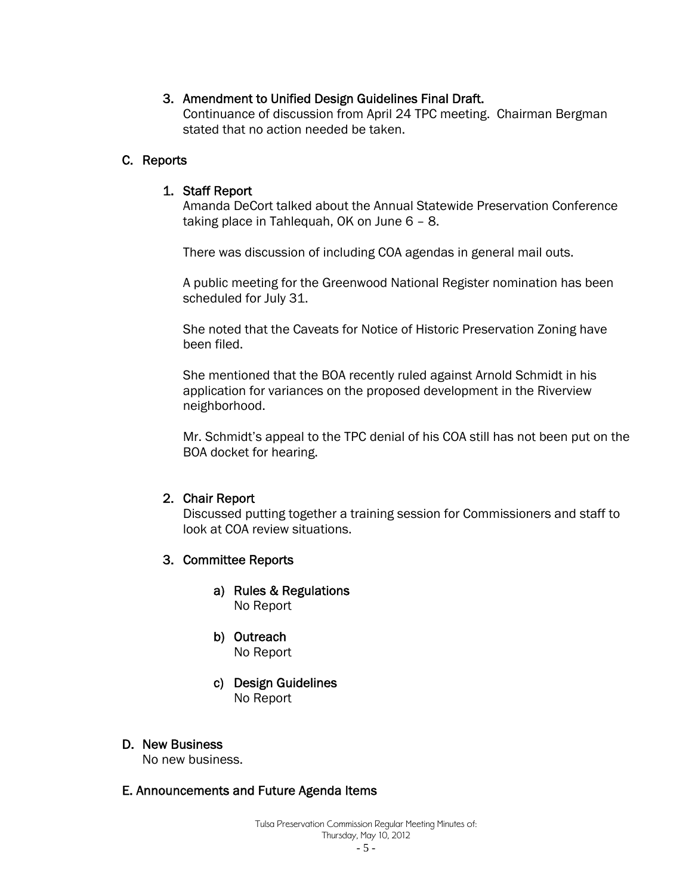3. **Amendment to Unified Design Guidelines Final Draft.**
   Continuance of discussion from April 24 TPC meeting. Chairman Bergman stated that no action needed be taken.

## C. Reports

### 1. Staff Report

Amanda DeCort talked about the Annual Statewide Preservation Conference taking place in Tahlequah, OK on June 6 – 8.

There was discussion of including COA agendas in general mail outs.

A public meeting for the Greenwood National Register nomination has been scheduled for July 31.

She noted that the Caveats for Notice of Historic Preservation Zoning have been filed.

She mentioned that the BOA recently ruled against Arnold Schmidt in his application for variances on the proposed development in the Riverview neighborhood.

Mr. Schmidt's appeal to the TPC denial of his COA still has not been put on the BOA docket for hearing.

### 2. Chair Report

Discussed putting together a training session for Commissioners and staff to look at COA review situations.

### 3. Committee Reports

a) **Rules & Regulations**
   No Report

b) **Outreach**
   No Report

c) **Design Guidelines**
   No Report

## D. New Business

No new business.

## E. Announcements and Future Agenda Items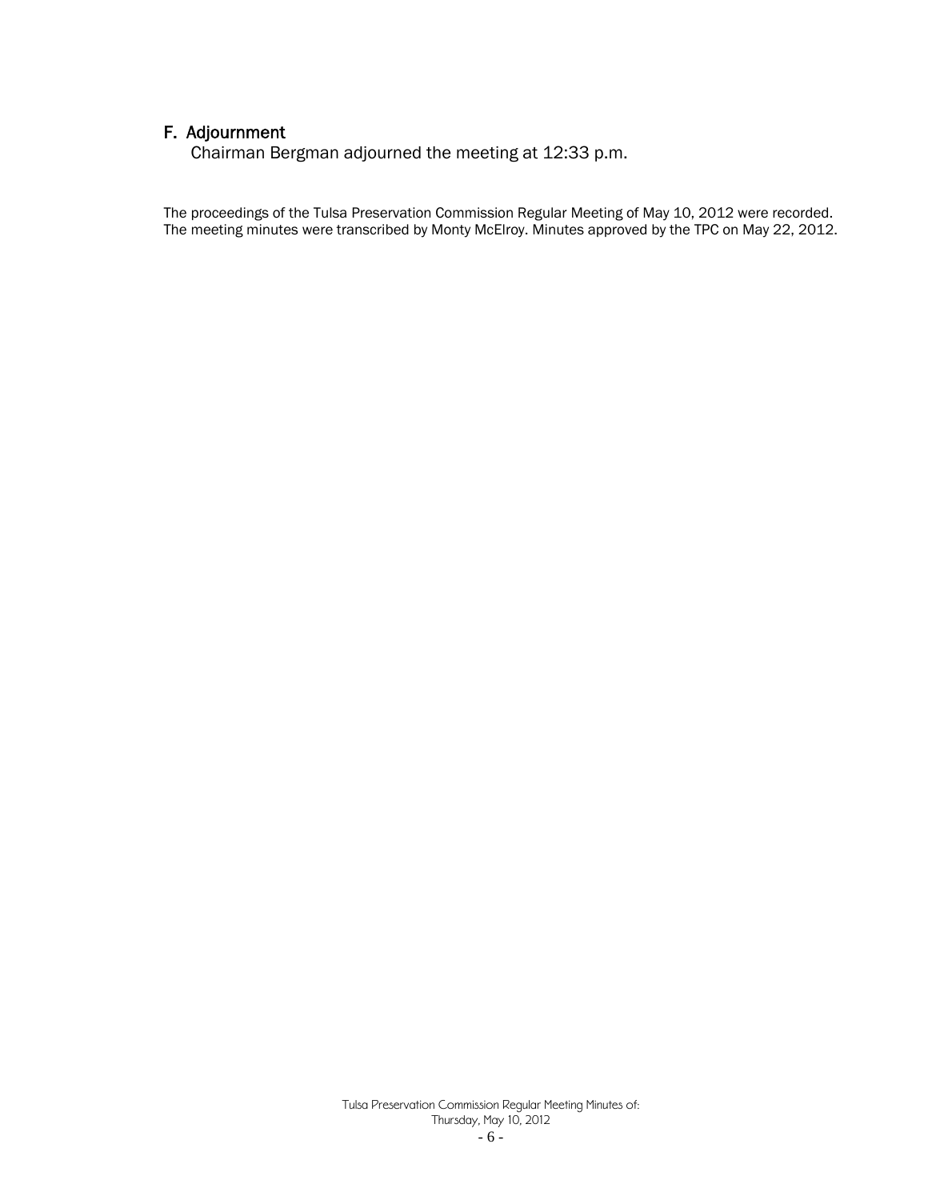## F. Adjournment

Chairman Bergman adjourned the meeting at 12:33 p.m.

The proceedings of the Tulsa Preservation Commission Regular Meeting of May 10, 2012 were recorded. The meeting minutes were transcribed by Monty McElroy. Minutes approved by the TPC on May 22, 2012.